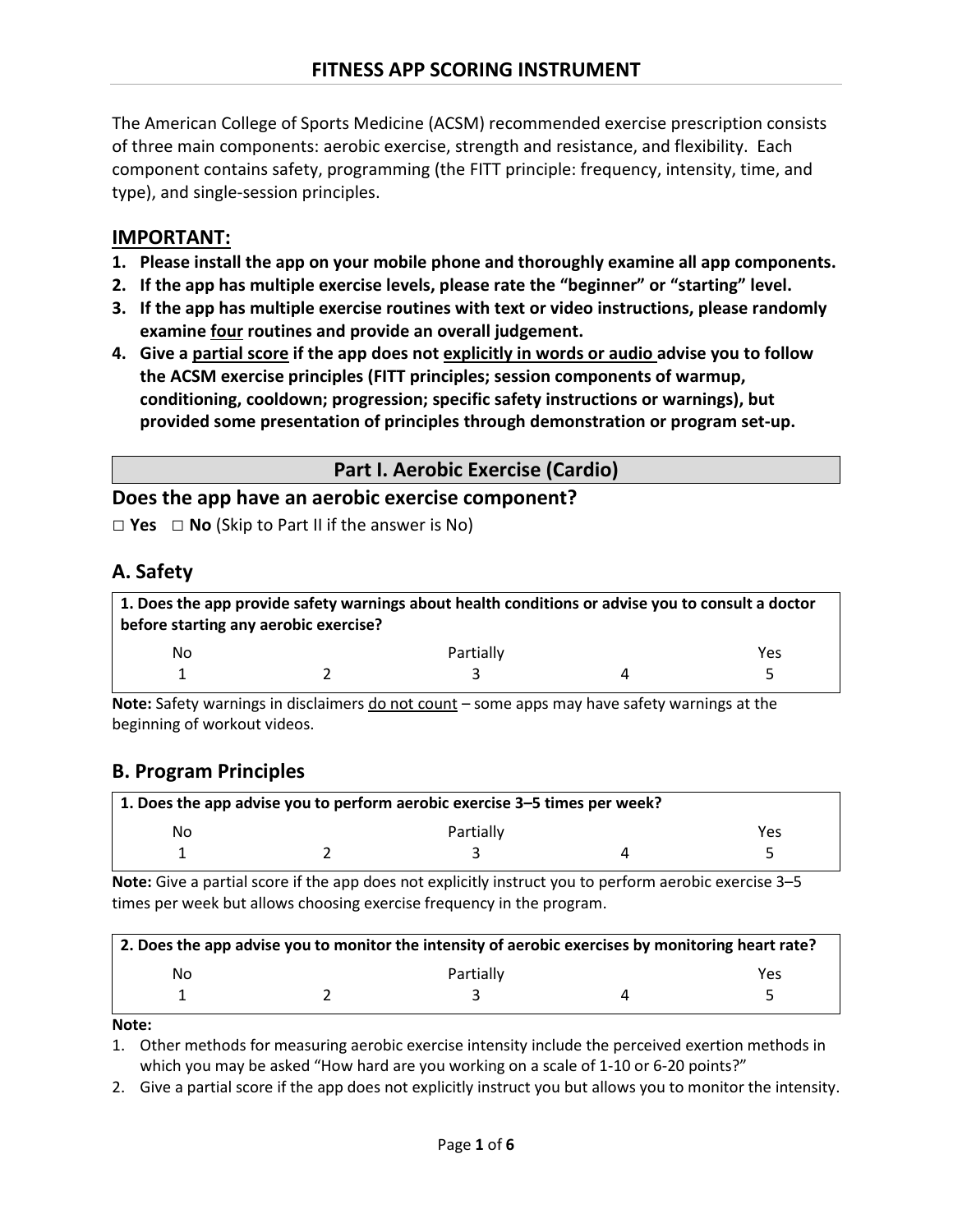# FITNESS APP SCORING INSTRUMENT

The American College of Sports Medicine (ACSM) recommended exercise prescription consists of three main components: aerobic exercise, strength and resistance, and flexibility. Each component contains safety, programming (the FITT principle: frequency, intensity, time, and type), and single-session principles.

## IMPORTANT:

1. **Please install the app on your mobile phone and thoroughly examine all app components.**
2. **If the app has multiple exercise levels, please rate the "beginner" or "starting" level.**
3. **If the app has multiple exercise routines with text or video instructions, please randomly examine four routines and provide an overall judgement.**
4. **Give a partial score if the app does not explicitly in words or audio advise you to follow the ACSM exercise principles (FITT principles; session components of warmup, conditioning, cooldown; progression; specific safety instructions or warnings), but provided some presentation of principles through demonstration or program set-up.**

## Part I. Aerobic Exercise (Cardio)

### Does the app have an aerobic exercise component?

□ **Yes** □ **No** (Skip to Part II if the answer is No)

### A. Safety

| **1. Does the app provide safety warnings about health conditions or advise you to consult a doctor before starting any aerobic exercise?** | | | | |
|---|---|---|---|---|
| No | | Partially | | Yes |
| 1 | 2 | 3 | 4 | 5 |

**Note:** Safety warnings in disclaimers do not count – some apps may have safety warnings at the beginning of workout videos.

### B. Program Principles

| **1. Does the app advise you to perform aerobic exercise 3–5 times per week?** | | | | |
|---|---|---|---|---|
| No | | Partially | | Yes |
| 1 | 2 | 3 | 4 | 5 |

**Note:** Give a partial score if the app does not explicitly instruct you to perform aerobic exercise 3–5 times per week but allows choosing exercise frequency in the program.

| **2. Does the app advise you to monitor the intensity of aerobic exercises by monitoring heart rate?** | | | | |
|---|---|---|---|---|
| No | | Partially | | Yes |
| 1 | 2 | 3 | 4 | 5 |

**Note:**

1. Other methods for measuring aerobic exercise intensity include the perceived exertion methods in which you may be asked "How hard are you working on a scale of 1-10 or 6-20 points?"
2. Give a partial score if the app does not explicitly instruct you but allows you to monitor the intensity.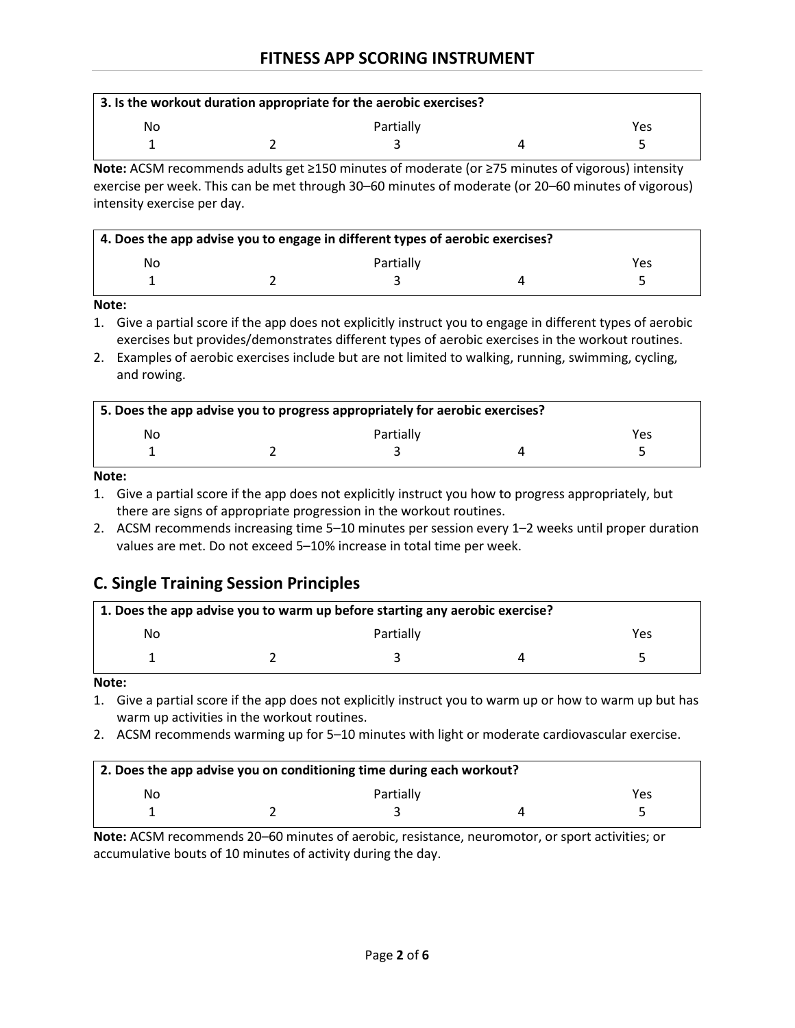| 3. Is the workout duration appropriate for the aerobic exercises? | | | | |
|---|---|---|---|---|
| No | | Partially | | Yes |
| 1 | 2 | 3 | 4 | 5 |

**Note:** ACSM recommends adults get ≥150 minutes of moderate (or ≥75 minutes of vigorous) intensity exercise per week. This can be met through 30–60 minutes of moderate (or 20–60 minutes of vigorous) intensity exercise per day.

| 4. Does the app advise you to engage in different types of aerobic exercises? | | | | |
|---|---|---|---|---|
| No | | Partially | | Yes |
| 1 | 2 | 3 | 4 | 5 |

**Note:**

1. Give a partial score if the app does not explicitly instruct you to engage in different types of aerobic exercises but provides/demonstrates different types of aerobic exercises in the workout routines.
2. Examples of aerobic exercises include but are not limited to walking, running, swimming, cycling, and rowing.

| 5. Does the app advise you to progress appropriately for aerobic exercises? | | | | |
|---|---|---|---|---|
| No | | Partially | | Yes |
| 1 | 2 | 3 | 4 | 5 |

**Note:**

1. Give a partial score if the app does not explicitly instruct you how to progress appropriately, but there are signs of appropriate progression in the workout routines.
2. ACSM recommends increasing time 5–10 minutes per session every 1–2 weeks until proper duration values are met. Do not exceed 5–10% increase in total time per week.

## C. Single Training Session Principles

| 1. Does the app advise you to warm up before starting any aerobic exercise? | | | | |
|---|---|---|---|---|
| No | | Partially | | Yes |
| 1 | 2 | 3 | 4 | 5 |

**Note:**

1. Give a partial score if the app does not explicitly instruct you to warm up or how to warm up but has warm up activities in the workout routines.
2. ACSM recommends warming up for 5–10 minutes with light or moderate cardiovascular exercise.

| 2. Does the app advise you on conditioning time during each workout? | | | | |
|---|---|---|---|---|
| No | | Partially | | Yes |
| 1 | 2 | 3 | 4 | 5 |

**Note:** ACSM recommends 20–60 minutes of aerobic, resistance, neuromotor, or sport activities; or accumulative bouts of 10 minutes of activity during the day.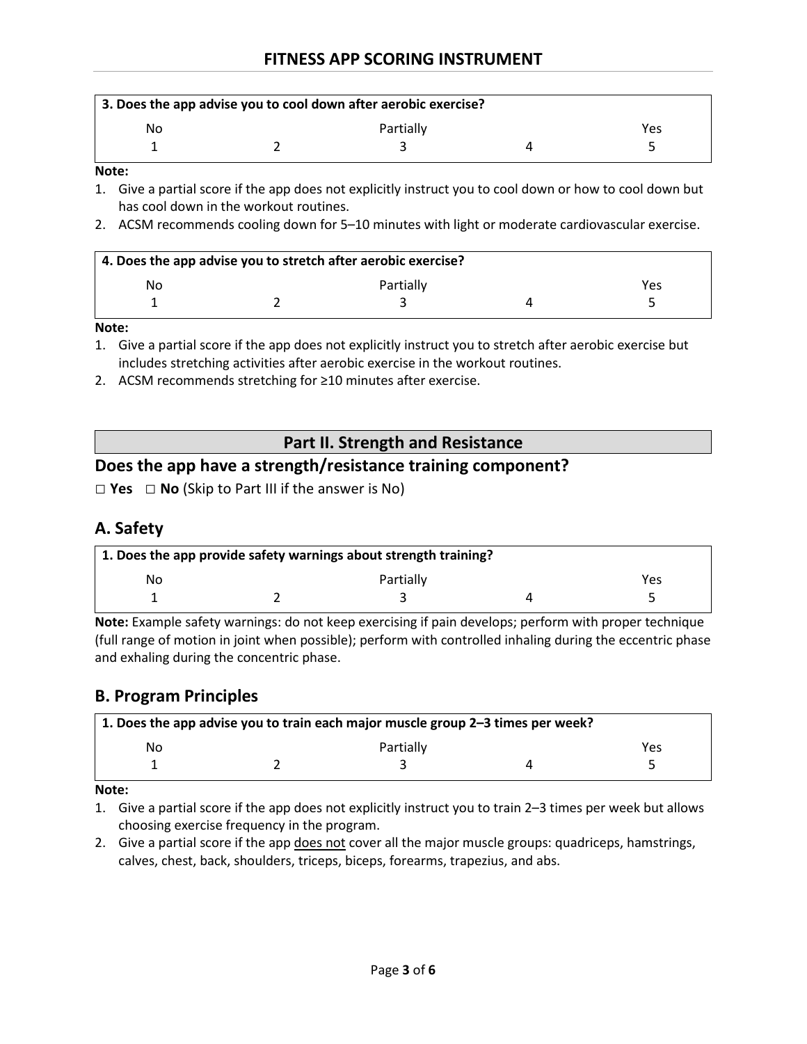| 3. Does the app advise you to cool down after aerobic exercise? | | | | |
|---|---|---|---|---|
| No | | Partially | | Yes |
| 1 | 2 | 3 | 4 | 5 |

**Note:**

1. Give a partial score if the app does not explicitly instruct you to cool down or how to cool down but has cool down in the workout routines.
2. ACSM recommends cooling down for 5–10 minutes with light or moderate cardiovascular exercise.

| 4. Does the app advise you to stretch after aerobic exercise? | | | | |
|---|---|---|---|---|
| No | | Partially | | Yes |
| 1 | 2 | 3 | 4 | 5 |

**Note:**

1. Give a partial score if the app does not explicitly instruct you to stretch after aerobic exercise but includes stretching activities after aerobic exercise in the workout routines.
2. ACSM recommends stretching for ≥10 minutes after exercise.

## Part II. Strength and Resistance

## Does the app have a strength/resistance training component?

□ **Yes** □ **No** (Skip to Part III if the answer is No)

### A. Safety

| 1. Does the app provide safety warnings about strength training? | | | | |
|---|---|---|---|---|
| No | | Partially | | Yes |
| 1 | 2 | 3 | 4 | 5 |

**Note:** Example safety warnings: do not keep exercising if pain develops; perform with proper technique (full range of motion in joint when possible); perform with controlled inhaling during the eccentric phase and exhaling during the concentric phase.

### B. Program Principles

| 1. Does the app advise you to train each major muscle group 2–3 times per week? | | | | |
|---|---|---|---|---|
| No | | Partially | | Yes |
| 1 | 2 | 3 | 4 | 5 |

**Note:**

1. Give a partial score if the app does not explicitly instruct you to train 2–3 times per week but allows choosing exercise frequency in the program.
2. Give a partial score if the app <u>does not</u> cover all the major muscle groups: quadriceps, hamstrings, calves, chest, back, shoulders, triceps, biceps, forearms, trapezius, and abs.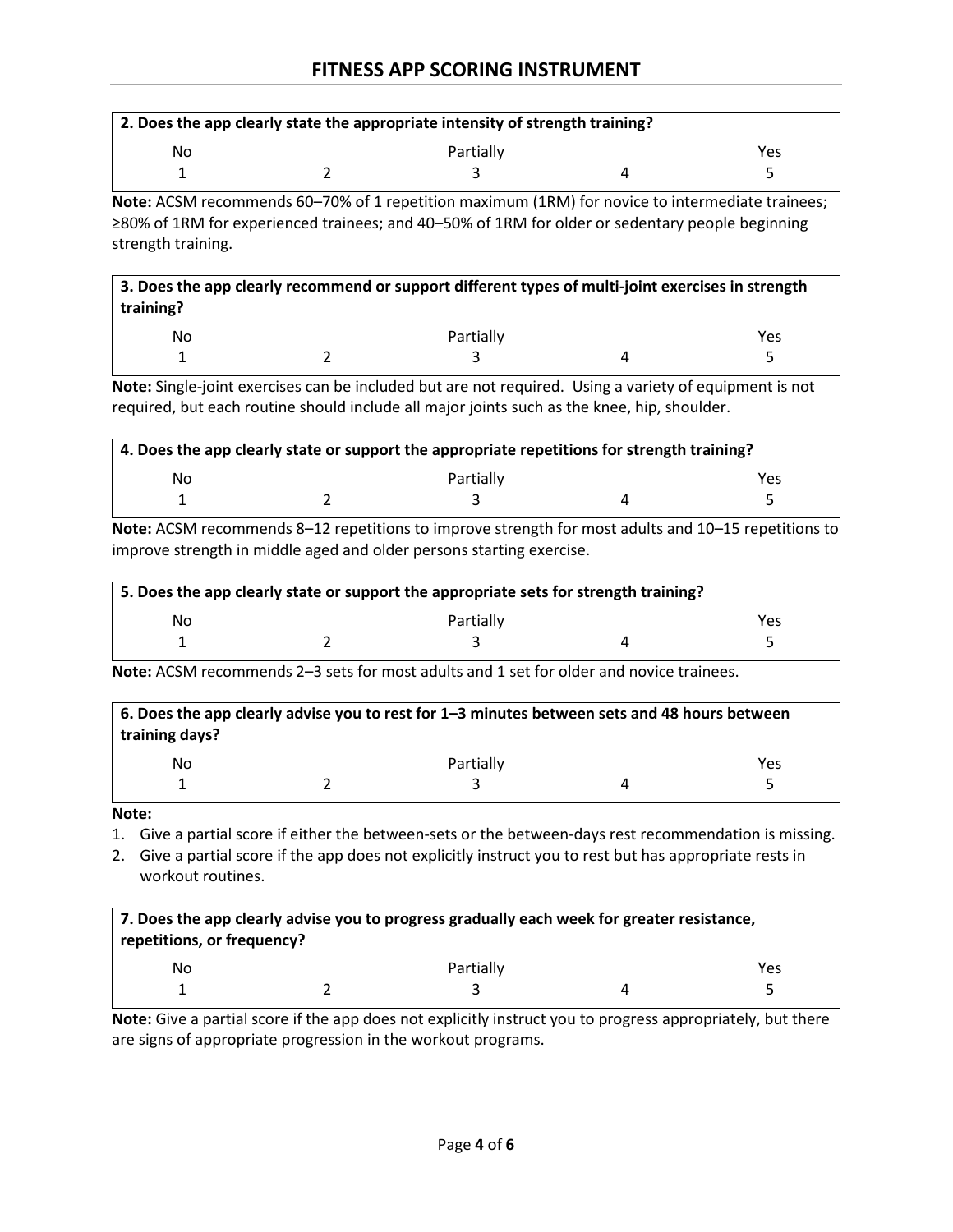| **2. Does the app clearly state the appropriate intensity of strength training?** | | | | |
|---|---|---|---|---|
| No | | Partially | | Yes |
| 1 | 2 | 3 | 4 | 5 |

**Note:** ACSM recommends 60–70% of 1 repetition maximum (1RM) for novice to intermediate trainees; ≥80% of 1RM for experienced trainees; and 40–50% of 1RM for older or sedentary people beginning strength training.

| **3. Does the app clearly recommend or support different types of multi-joint exercises in strength training?** | | | | |
|---|---|---|---|---|
| No | | Partially | | Yes |
| 1 | 2 | 3 | 4 | 5 |

**Note:** Single-joint exercises can be included but are not required. Using a variety of equipment is not required, but each routine should include all major joints such as the knee, hip, shoulder.

| **4. Does the app clearly state or support the appropriate repetitions for strength training?** | | | | |
|---|---|---|---|---|
| No | | Partially | | Yes |
| 1 | 2 | 3 | 4 | 5 |

**Note:** ACSM recommends 8–12 repetitions to improve strength for most adults and 10–15 repetitions to improve strength in middle aged and older persons starting exercise.

| **5. Does the app clearly state or support the appropriate sets for strength training?** | | | | |
|---|---|---|---|---|
| No | | Partially | | Yes |
| 1 | 2 | 3 | 4 | 5 |

**Note:** ACSM recommends 2–3 sets for most adults and 1 set for older and novice trainees.

| **6. Does the app clearly advise you to rest for 1–3 minutes between sets and 48 hours between training days?** | | | | |
|---|---|---|---|---|
| No | | Partially | | Yes |
| 1 | 2 | 3 | 4 | 5 |

**Note:**

1. Give a partial score if either the between-sets or the between-days rest recommendation is missing.
2. Give a partial score if the app does not explicitly instruct you to rest but has appropriate rests in workout routines.

| **7. Does the app clearly advise you to progress gradually each week for greater resistance, repetitions, or frequency?** | | | | |
|---|---|---|---|---|
| No | | Partially | | Yes |
| 1 | 2 | 3 | 4 | 5 |

**Note:** Give a partial score if the app does not explicitly instruct you to progress appropriately, but there are signs of appropriate progression in the workout programs.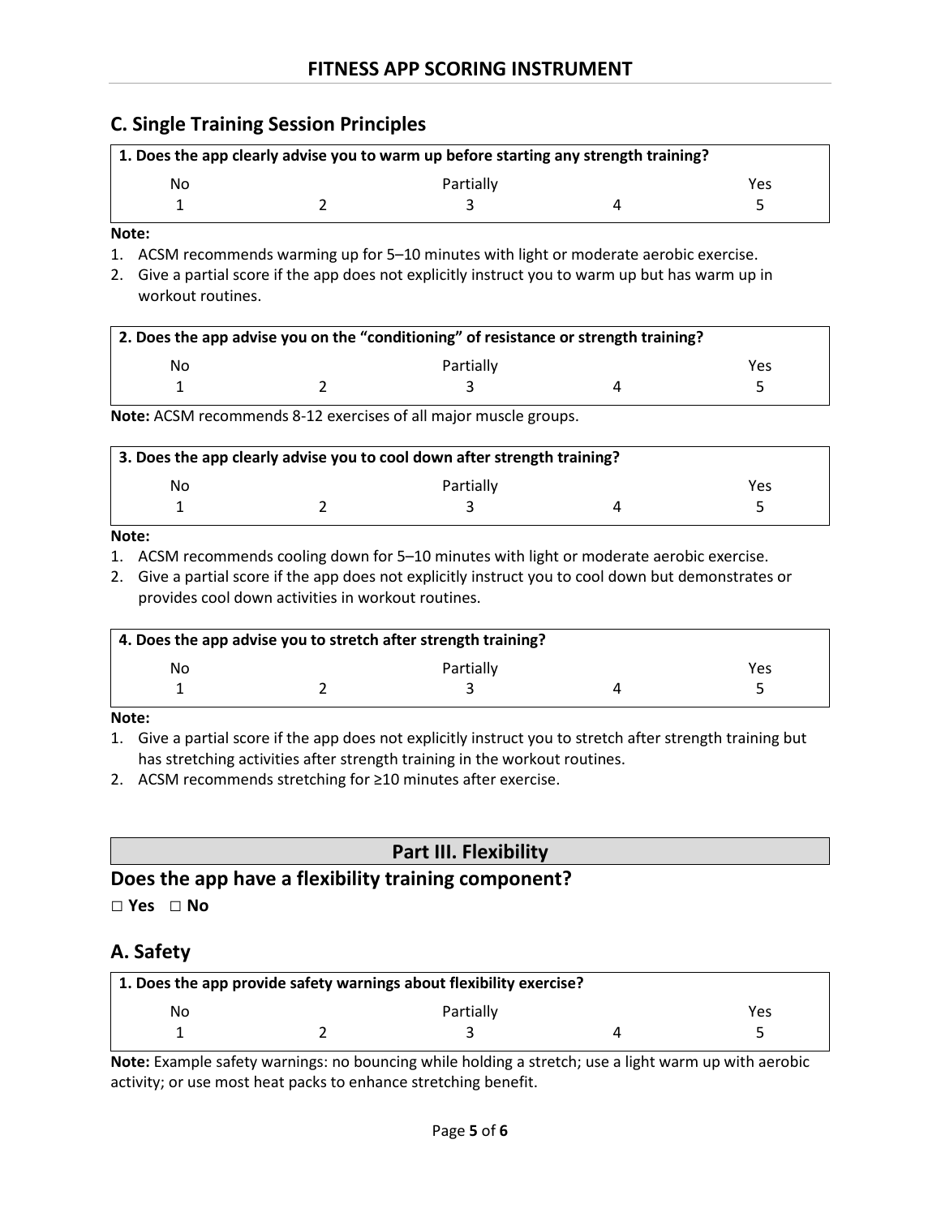## C. Single Training Session Principles

| 1. Does the app clearly advise you to warm up before starting any strength training? | | | | |
|---|---|---|---|---|
| No | | Partially | | Yes |
| 1 | 2 | 3 | 4 | 5 |

**Note:**

1. ACSM recommends warming up for 5–10 minutes with light or moderate aerobic exercise.
2. Give a partial score if the app does not explicitly instruct you to warm up but has warm up in workout routines.

| 2. Does the app advise you on the "conditioning" of resistance or strength training? | | | | |
|---|---|---|---|---|
| No | | Partially | | Yes |
| 1 | 2 | 3 | 4 | 5 |

**Note:** ACSM recommends 8-12 exercises of all major muscle groups.

| 3. Does the app clearly advise you to cool down after strength training? | | | | |
|---|---|---|---|---|
| No | | Partially | | Yes |
| 1 | 2 | 3 | 4 | 5 |

**Note:**

1. ACSM recommends cooling down for 5–10 minutes with light or moderate aerobic exercise.
2. Give a partial score if the app does not explicitly instruct you to cool down but demonstrates or provides cool down activities in workout routines.

| 4. Does the app advise you to stretch after strength training? | | | | |
|---|---|---|---|---|
| No | | Partially | | Yes |
| 1 | 2 | 3 | 4 | 5 |

**Note:**

1. Give a partial score if the app does not explicitly instruct you to stretch after strength training but has stretching activities after strength training in the workout routines.
2. ACSM recommends stretching for ≥10 minutes after exercise.

# Part III. Flexibility

## Does the app have a flexibility training component?

**□ Yes □ No**

## A. Safety

| 1. Does the app provide safety warnings about flexibility exercise? | | | | |
|---|---|---|---|---|
| No | | Partially | | Yes |
| 1 | 2 | 3 | 4 | 5 |

**Note:** Example safety warnings: no bouncing while holding a stretch; use a light warm up with aerobic activity; or use most heat packs to enhance stretching benefit.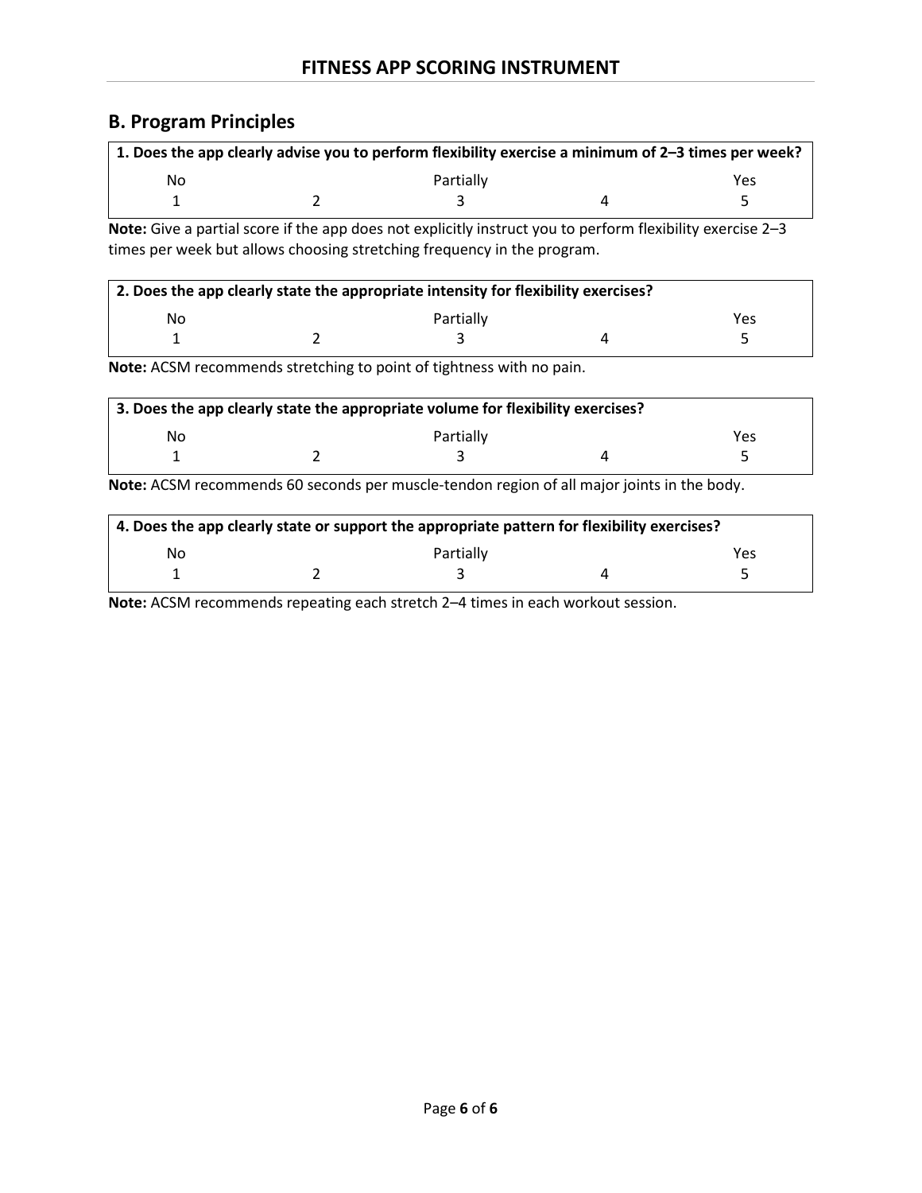# FITNESS APP SCORING INSTRUMENT

## B. Program Principles

| **1. Does the app clearly advise you to perform flexibility exercise a minimum of 2–3 times per week?** | | | | |
|---|---|---|---|---|
| No | | Partially | | Yes |
| 1 | 2 | 3 | 4 | 5 |

**Note:** Give a partial score if the app does not explicitly instruct you to perform flexibility exercise 2–3 times per week but allows choosing stretching frequency in the program.

| **2. Does the app clearly state the appropriate intensity for flexibility exercises?** | | | | |
|---|---|---|---|---|
| No | | Partially | | Yes |
| 1 | 2 | 3 | 4 | 5 |

**Note:** ACSM recommends stretching to point of tightness with no pain.

| **3. Does the app clearly state the appropriate volume for flexibility exercises?** | | | | |
|---|---|---|---|---|
| No | | Partially | | Yes |
| 1 | 2 | 3 | 4 | 5 |

**Note:** ACSM recommends 60 seconds per muscle-tendon region of all major joints in the body.

| **4. Does the app clearly state or support the appropriate pattern for flexibility exercises?** | | | | |
|---|---|---|---|---|
| No | | Partially | | Yes |
| 1 | 2 | 3 | 4 | 5 |

**Note:** ACSM recommends repeating each stretch 2–4 times in each workout session.